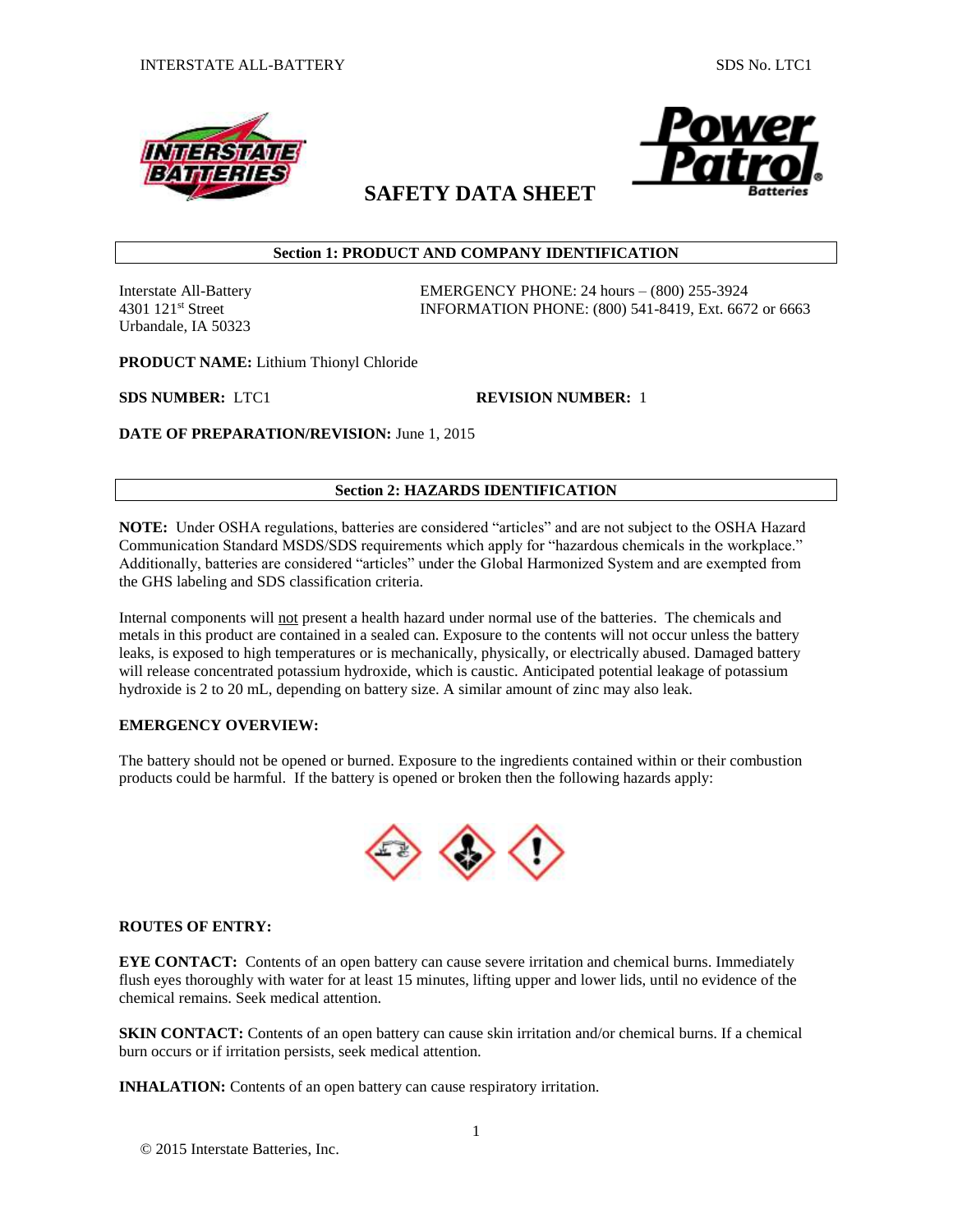# SAFETY DATA SHEET

## Section 1: PRODUCT AND COMPANY IDENTIFICATION

Interstate All-Battery
4301 121st Street
Urbandale, IA 50323

EMERGENCY PHONE: 24 hours – (800) 255-3924
INFORMATION PHONE: (800) 541-8419, Ext. 6672 or 6663

**PRODUCT NAME:** Lithium Thionyl Chloride

**SDS NUMBER:** LTC1

**REVISION NUMBER:** 1

**DATE OF PREPARATION/REVISION:** June 1, 2015

## Section 2: HAZARDS IDENTIFICATION

**NOTE:** Under OSHA regulations, batteries are considered "articles" and are not subject to the OSHA Hazard Communication Standard MSDS/SDS requirements which apply for "hazardous chemicals in the workplace." Additionally, batteries are considered "articles" under the Global Harmonized System and are exempted from the GHS labeling and SDS classification criteria.

Internal components will not present a health hazard under normal use of the batteries. The chemicals and metals in this product are contained in a sealed can. Exposure to the contents will not occur unless the battery leaks, is exposed to high temperatures or is mechanically, physically, or electrically abused. Damaged battery will release concentrated potassium hydroxide, which is caustic. Anticipated potential leakage of potassium hydroxide is 2 to 20 mL, depending on battery size. A similar amount of zinc may also leak.

**EMERGENCY OVERVIEW:**

The battery should not be opened or burned. Exposure to the ingredients contained within or their combustion products could be harmful. If the battery is opened or broken then the following hazards apply:

**ROUTES OF ENTRY:**

**EYE CONTACT:** Contents of an open battery can cause severe irritation and chemical burns. Immediately flush eyes thoroughly with water for at least 15 minutes, lifting upper and lower lids, until no evidence of the chemical remains. Seek medical attention.

**SKIN CONTACT:** Contents of an open battery can cause skin irritation and/or chemical burns. If a chemical burn occurs or if irritation persists, seek medical attention.

**INHALATION:** Contents of an open battery can cause respiratory irritation.

© 2015 Interstate Batteries, Inc.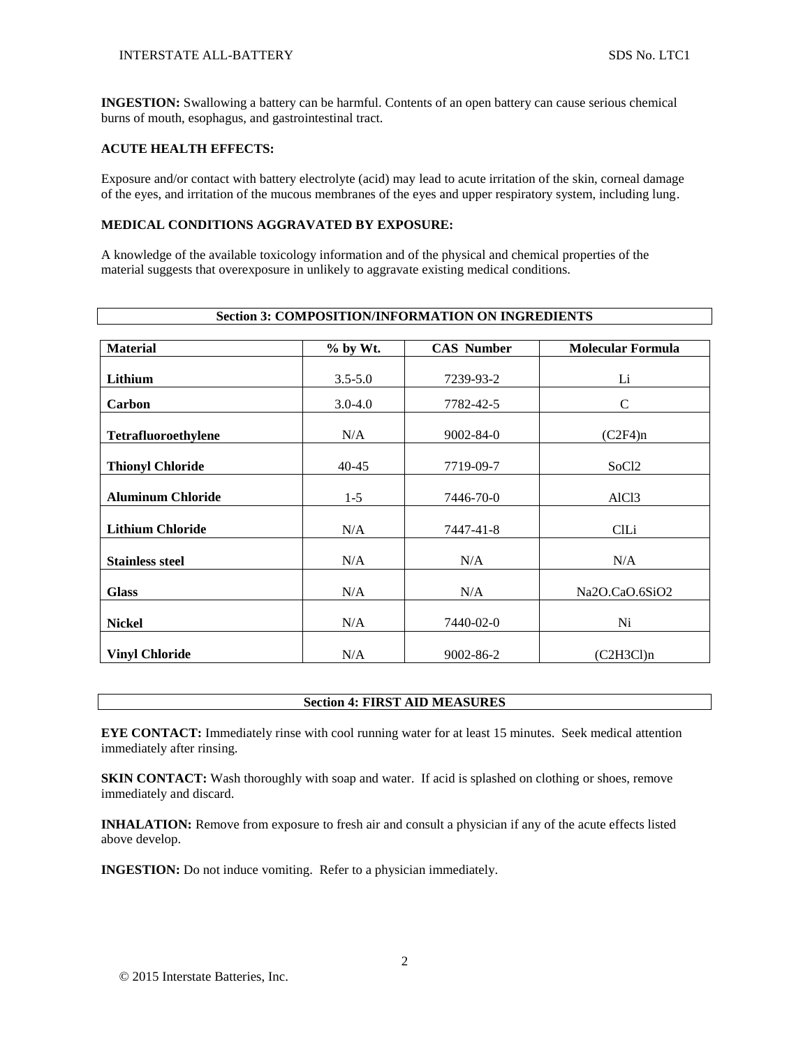**INGESTION:** Swallowing a battery can be harmful. Contents of an open battery can cause serious chemical burns of mouth, esophagus, and gastrointestinal tract.

**ACUTE HEALTH EFFECTS:**

Exposure and/or contact with battery electrolyte (acid) may lead to acute irritation of the skin, corneal damage of the eyes, and irritation of the mucous membranes of the eyes and upper respiratory system, including lung.

**MEDICAL CONDITIONS AGGRAVATED BY EXPOSURE:**

A knowledge of the available toxicology information and of the physical and chemical properties of the material suggests that overexposure in unlikely to aggravate existing medical conditions.

## Section 3: COMPOSITION/INFORMATION ON INGREDIENTS

| Material | % by Wt. | CAS Number | Molecular Formula |
|---|---|---|---|
| **Lithium** | 3.5-5.0 | 7239-93-2 | $Li$ |
| **Carbon** | 3.0-4.0 | 7782-42-5 | $C$ |
| **Tetrafluoroethylene** | N/A | 9002-84-0 | $(C_2F_4)_n$ |
| **Thionyl Chloride** | 40-45 | 7719-09-7 | $SoCl_2$ |
| **Aluminum Chloride** | 1-5 | 7446-70-0 | $AlCl_3$ |
| **Lithium Chloride** | N/A | 7447-41-8 | $ClLi$ |
| **Stainless steel** | N/A | N/A | N/A |
| **Glass** | N/A | N/A | $Na_2O.CaO.6SiO_2$ |
| **Nickel** | N/A | 7440-02-0 | $Ni$ |
| **Vinyl Chloride** | N/A | 9002-86-2 | $(C_2H_3Cl)_n$ |

## Section 4: FIRST AID MEASURES

**EYE CONTACT:** Immediately rinse with cool running water for at least 15 minutes. Seek medical attention immediately after rinsing.

**SKIN CONTACT:** Wash thoroughly with soap and water. If acid is splashed on clothing or shoes, remove immediately and discard.

**INHALATION:** Remove from exposure to fresh air and consult a physician if any of the acute effects listed above develop.

**INGESTION:** Do not induce vomiting. Refer to a physician immediately.

© 2015 Interstate Batteries, Inc.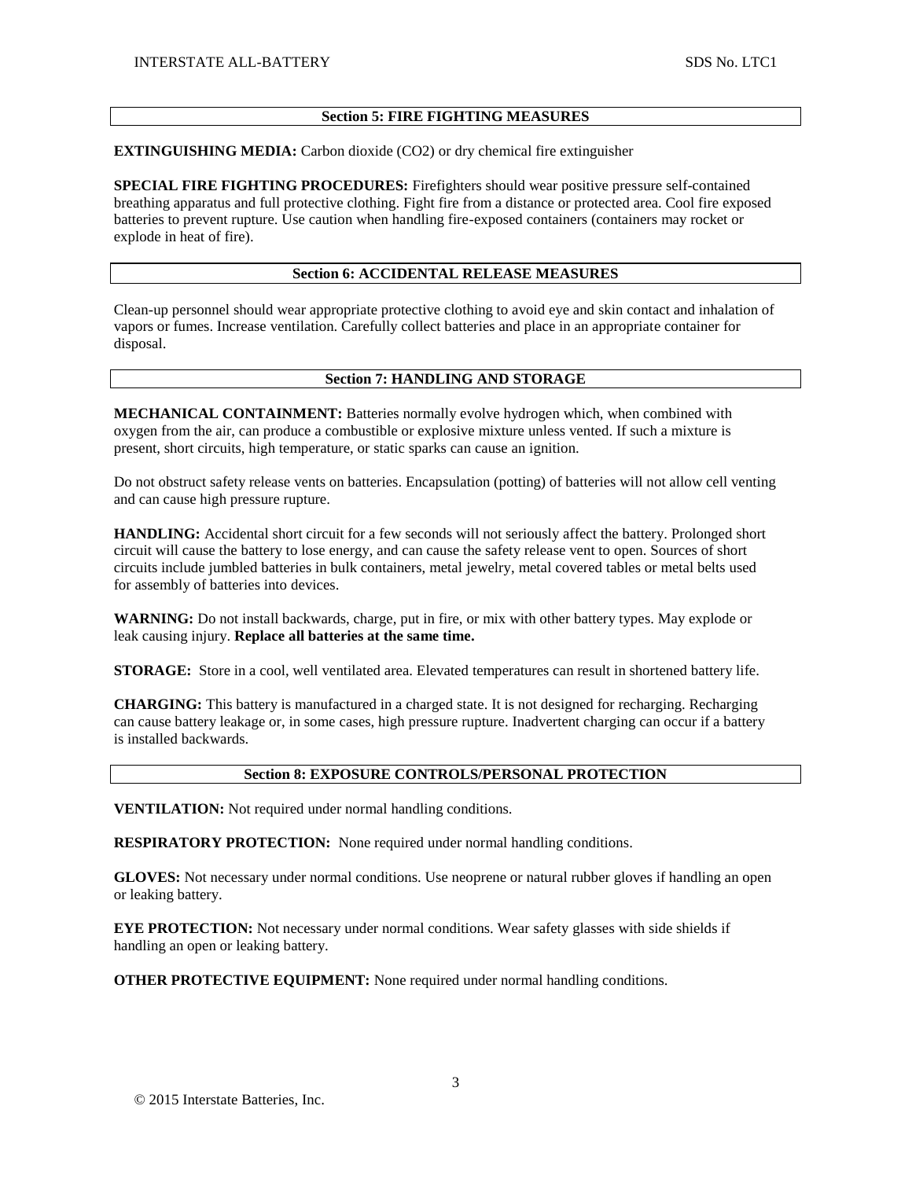## Section 5: FIRE FIGHTING MEASURES

**EXTINGUISHING MEDIA:** Carbon dioxide ($CO_2$) or dry chemical fire extinguisher

**SPECIAL FIRE FIGHTING PROCEDURES:** Firefighters should wear positive pressure self-contained breathing apparatus and full protective clothing. Fight fire from a distance or protected area. Cool fire exposed batteries to prevent rupture. Use caution when handling fire-exposed containers (containers may rocket or explode in heat of fire).

## Section 6: ACCIDENTAL RELEASE MEASURES

Clean-up personnel should wear appropriate protective clothing to avoid eye and skin contact and inhalation of vapors or fumes. Increase ventilation. Carefully collect batteries and place in an appropriate container for disposal.

## Section 7: HANDLING AND STORAGE

**MECHANICAL CONTAINMENT:** Batteries normally evolve hydrogen which, when combined with oxygen from the air, can produce a combustible or explosive mixture unless vented. If such a mixture is present, short circuits, high temperature, or static sparks can cause an ignition.

Do not obstruct safety release vents on batteries. Encapsulation (potting) of batteries will not allow cell venting and can cause high pressure rupture.

**HANDLING:** Accidental short circuit for a few seconds will not seriously affect the battery. Prolonged short circuit will cause the battery to lose energy, and can cause the safety release vent to open. Sources of short circuits include jumbled batteries in bulk containers, metal jewelry, metal covered tables or metal belts used for assembly of batteries into devices.

**WARNING:** Do not install backwards, charge, put in fire, or mix with other battery types. May explode or leak causing injury. **Replace all batteries at the same time.**

**STORAGE:** Store in a cool, well ventilated area. Elevated temperatures can result in shortened battery life.

**CHARGING:** This battery is manufactured in a charged state. It is not designed for recharging. Recharging can cause battery leakage or, in some cases, high pressure rupture. Inadvertent charging can occur if a battery is installed backwards.

## Section 8: EXPOSURE CONTROLS/PERSONAL PROTECTION

**VENTILATION:** Not required under normal handling conditions.

**RESPIRATORY PROTECTION:** None required under normal handling conditions.

**GLOVES:** Not necessary under normal conditions. Use neoprene or natural rubber gloves if handling an open or leaking battery.

**EYE PROTECTION:** Not necessary under normal conditions. Wear safety glasses with side shields if handling an open or leaking battery.

**OTHER PROTECTIVE EQUIPMENT:** None required under normal handling conditions.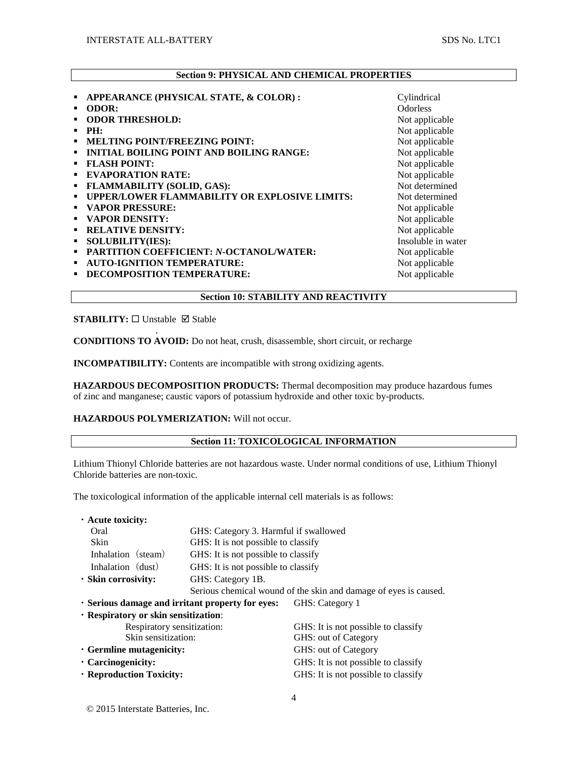## Section 9: PHYSICAL AND CHEMICAL PROPERTIES

- **APPEARANCE (PHYSICAL STATE, & COLOR) :** Cylindrical
- **ODOR:** Odorless
- **ODOR THRESHOLD:** Not applicable
- **PH:** Not applicable
- **MELTING POINT/FREEZING POINT:** Not applicable
- **INITIAL BOILING POINT AND BOILING RANGE:** Not applicable
- **FLASH POINT:** Not applicable
- **EVAPORATION RATE:** Not applicable
- **FLAMMABILITY (SOLID, GAS):** Not determined
- **UPPER/LOWER FLAMMABILITY OR EXPLOSIVE LIMITS:** Not determined
- **VAPOR PRESSURE:** Not applicable
- **VAPOR DENSITY:** Not applicable
- **RELATIVE DENSITY:** Not applicable
- **SOLUBILITY(IES):** Insoluble in water
- **PARTITION COEFFICIENT: *N*-OCTANOL/WATER:** Not applicable
- **AUTO-IGNITION TEMPERATURE:** Not applicable
- **DECOMPOSITION TEMPERATURE:** Not applicable

## Section 10: STABILITY AND REACTIVITY

**STABILITY:** ☐ Unstable ☑ Stable

**CONDITIONS TO AVOID:** Do not heat, crush, disassemble, short circuit, or recharge

**INCOMPATIBILITY:** Contents are incompatible with strong oxidizing agents.

**HAZARDOUS DECOMPOSITION PRODUCTS:** Thermal decomposition may produce hazardous fumes of zinc and manganese; caustic vapors of potassium hydroxide and other toxic by-products.

**HAZARDOUS POLYMERIZATION:** Will not occur.

## Section 11: TOXICOLOGICAL INFORMATION

Lithium Thionyl Chloride batteries are not hazardous waste. Under normal conditions of use, Lithium Thionyl Chloride batteries are non-toxic.

The toxicological information of the applicable internal cell materials is as follows:

- **Acute toxicity:**
  - Oral: GHS: Category 3. Harmful if swallowed
  - Skin: GHS: It is not possible to classify
  - Inhalation（steam）: GHS: It is not possible to classify
  - Inhalation（dust）: GHS: It is not possible to classify
- **Skin corrosivity:** GHS: Category 1B.
  Serious chemical wound of the skin and damage of eyes is caused.
- **Serious damage and irritant property for eyes:** GHS: Category 1
- **Respiratory or skin sensitization**:
  - Respiratory sensitization: GHS: It is not possible to classify
  - Skin sensitization: GHS: out of Category
- **Germline mutagenicity:** GHS: out of Category
- **Carcinogenicity:** GHS: It is not possible to classify
- **Reproduction Toxicity:** GHS: It is not possible to classify

© 2015 Interstate Batteries, Inc.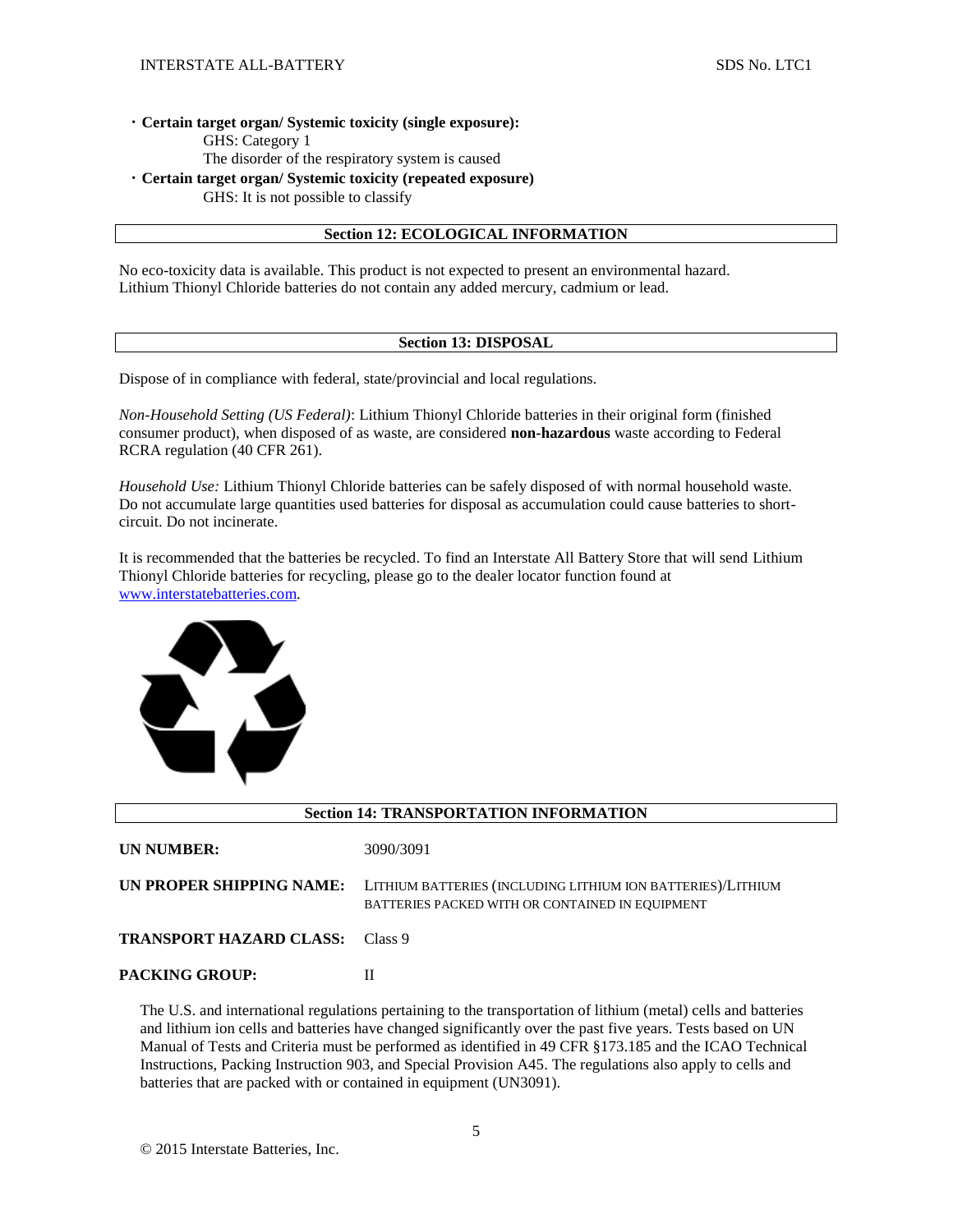- **Certain target organ/ Systemic toxicity (single exposure):**
  GHS: Category 1
  The disorder of the respiratory system is caused
- **Certain target organ/ Systemic toxicity (repeated exposure)**
  GHS: It is not possible to classify

## Section 12: ECOLOGICAL INFORMATION

No eco-toxicity data is available. This product is not expected to present an environmental hazard. Lithium Thionyl Chloride batteries do not contain any added mercury, cadmium or lead.

## Section 13: DISPOSAL

Dispose of in compliance with federal, state/provincial and local regulations.

*Non-Household Setting (US Federal)*: Lithium Thionyl Chloride batteries in their original form (finished consumer product), when disposed of as waste, are considered **non-hazardous** waste according to Federal RCRA regulation (40 CFR 261).

*Household Use:* Lithium Thionyl Chloride batteries can be safely disposed of with normal household waste. Do not accumulate large quantities used batteries for disposal as accumulation could cause batteries to short-circuit. Do not incinerate.

It is recommended that the batteries be recycled. To find an Interstate All Battery Store that will send Lithium Thionyl Chloride batteries for recycling, please go to the dealer locator function found at www.interstatebatteries.com.

## Section 14: TRANSPORTATION INFORMATION

**UN NUMBER:** 3090/3091

**UN PROPER SHIPPING NAME:** LITHIUM BATTERIES (INCLUDING LITHIUM ION BATTERIES)/LITHIUM BATTERIES PACKED WITH OR CONTAINED IN EQUIPMENT

**TRANSPORT HAZARD CLASS:** Class 9

**PACKING GROUP:** II

The U.S. and international regulations pertaining to the transportation of lithium (metal) cells and batteries and lithium ion cells and batteries have changed significantly over the past five years. Tests based on UN Manual of Tests and Criteria must be performed as identified in 49 CFR §173.185 and the ICAO Technical Instructions, Packing Instruction 903, and Special Provision A45. The regulations also apply to cells and batteries that are packed with or contained in equipment (UN3091).

© 2015 Interstate Batteries, Inc.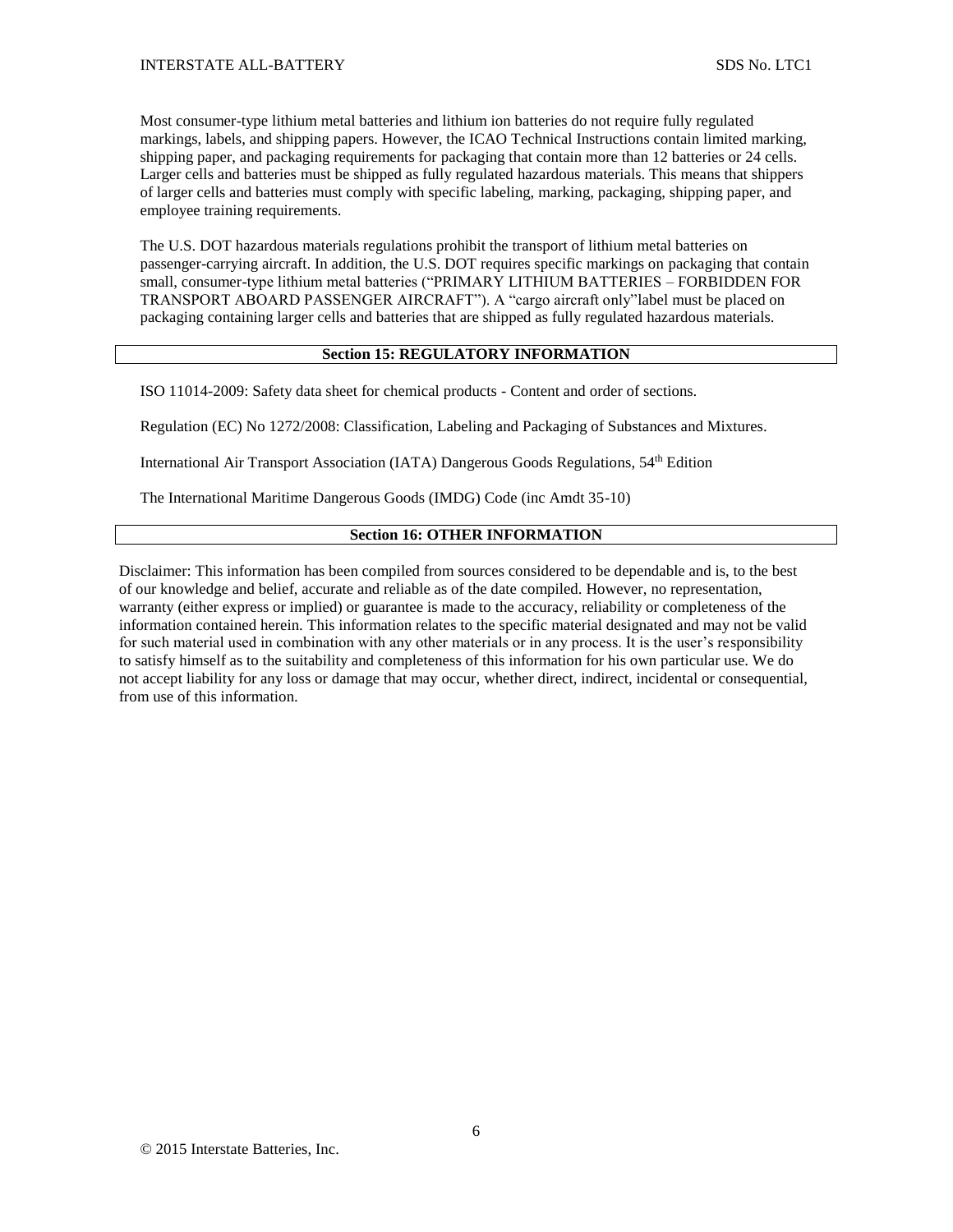Most consumer-type lithium metal batteries and lithium ion batteries do not require fully regulated markings, labels, and shipping papers. However, the ICAO Technical Instructions contain limited marking, shipping paper, and packaging requirements for packaging that contain more than 12 batteries or 24 cells. Larger cells and batteries must be shipped as fully regulated hazardous materials. This means that shippers of larger cells and batteries must comply with specific labeling, marking, packaging, shipping paper, and employee training requirements.

The U.S. DOT hazardous materials regulations prohibit the transport of lithium metal batteries on passenger-carrying aircraft. In addition, the U.S. DOT requires specific markings on packaging that contain small, consumer-type lithium metal batteries ("PRIMARY LITHIUM BATTERIES – FORBIDDEN FOR TRANSPORT ABOARD PASSENGER AIRCRAFT"). A "cargo aircraft only"label must be placed on packaging containing larger cells and batteries that are shipped as fully regulated hazardous materials.

## Section 15: REGULATORY INFORMATION

ISO 11014-2009: Safety data sheet for chemical products - Content and order of sections.

Regulation (EC) No 1272/2008: Classification, Labeling and Packaging of Substances and Mixtures.

International Air Transport Association (IATA) Dangerous Goods Regulations, 54th Edition

The International Maritime Dangerous Goods (IMDG) Code (inc Amdt 35-10)

## Section 16: OTHER INFORMATION

Disclaimer: This information has been compiled from sources considered to be dependable and is, to the best of our knowledge and belief, accurate and reliable as of the date compiled. However, no representation, warranty (either express or implied) or guarantee is made to the accuracy, reliability or completeness of the information contained herein. This information relates to the specific material designated and may not be valid for such material used in combination with any other materials or in any process. It is the user's responsibility to satisfy himself as to the suitability and completeness of this information for his own particular use. We do not accept liability for any loss or damage that may occur, whether direct, indirect, incidental or consequential, from use of this information.